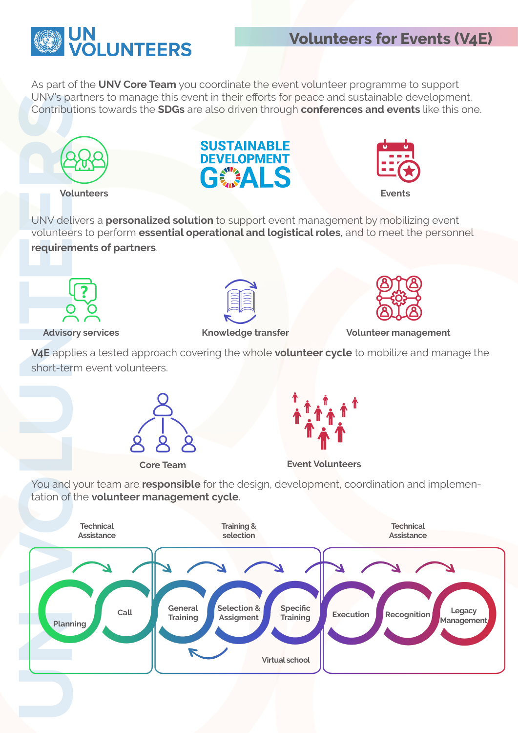# UN VOLUNTEERS

## Volunteers for Events (V4E)

As part of the **UNV Core Team** you coordinate the event volunteer programme to support UNV's partners to manage this event in their efforts for peace and sustainable development. Contributions towards the **SDGs** are also driven through **conferences and events** like this one.

Volunteers — SUSTAINABLE DEVELOPMENT GOALS — Events

UNV delivers a **personalized solution** to support event management by mobilizing event volunteers to perform **essential operational and logistical roles**, and to meet the personnel **requirements of partners**.

Advisory services — Knowledge transfer — Volunteer management

**V4E** applies a tested approach covering the whole **volunteer cycle** to mobilize and manage the short-term event volunteers.

Core Team — Event Volunteers

You and your team are **responsible** for the design, development, coordination and implementation of the **volunteer management cycle**.

- **Technical Assistance**: Planning → Call
- **Training & selection**: General Training → Selection & Assigment → Specific Training (Virtual school)
- **Technical Assistance**: Execution → Recognition → Legacy Management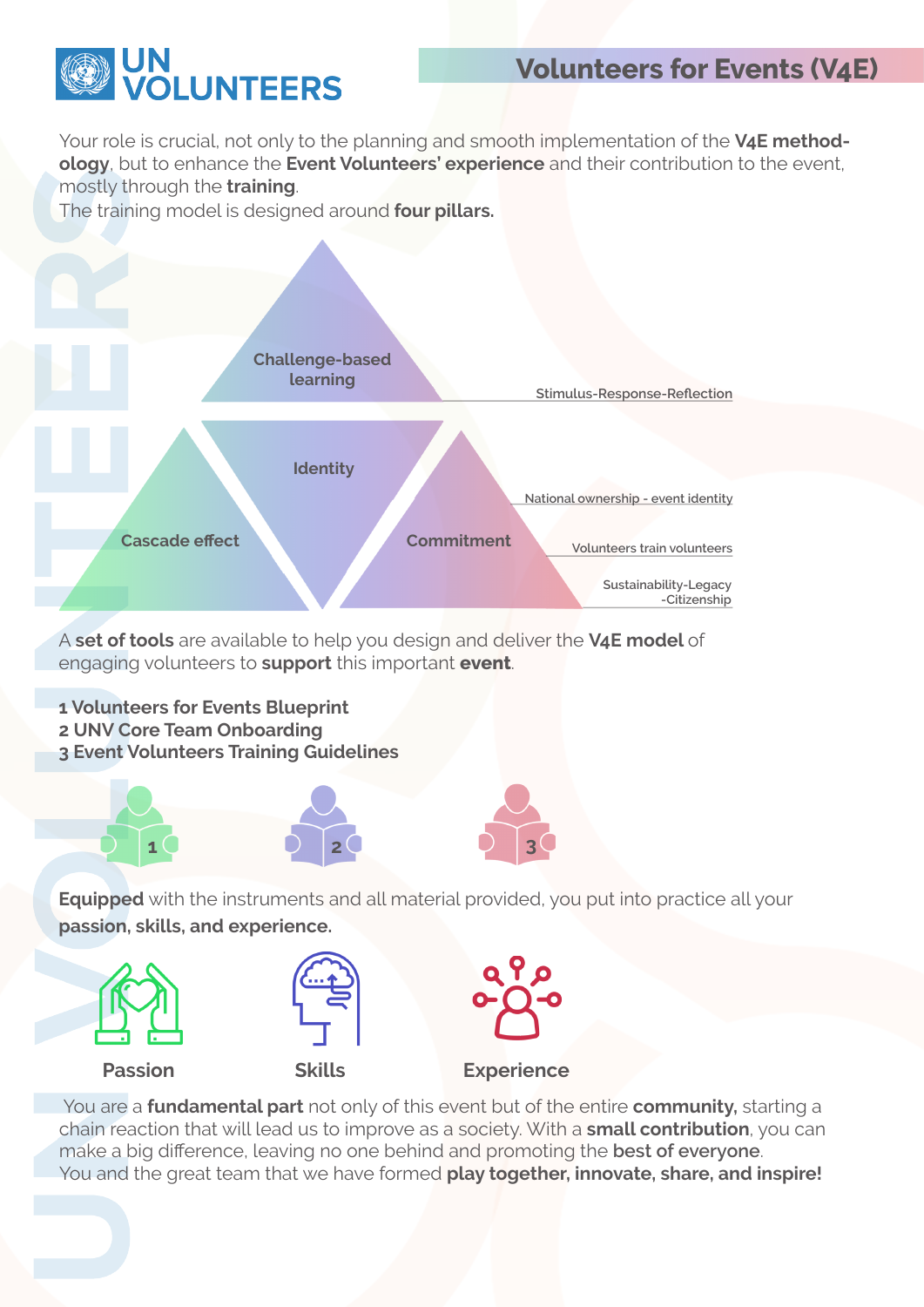UN VOLUNTEERS

## Volunteers for Events (V4E)

Your role is crucial, not only to the planning and smooth implementation of the **V4E methodology**, but to enhance the **Event Volunteers' experience** and their contribution to the event, mostly through the **training**.
The training model is designed around **four pillars.**

Challenge-based learning

Stimulus-Response-Reflection

Identity

National ownership - event identity

Cascade effect

Commitment

Volunteers train volunteers

Sustainability-Legacy -Citizenship

A **set of tools** are available to help you design and deliver the **V4E model** of engaging volunteers to **support** this important **event**.

**1 Volunteers for Events Blueprint**
**2 UNV Core Team Onboarding**
**3 Event Volunteers Training Guidelines**

1

2

3

**Equipped** with the instruments and all material provided, you put into practice all your **passion, skills, and experience.**

**Passion**

**Skills**

**Experience**

You are a **fundamental part** not only of this event but of the entire **community,** starting a chain reaction that will lead us to improve as a society. With a **small contribution**, you can make a big difference, leaving no one behind and promoting the **best of everyone**.
You and the great team that we have formed **play together, innovate, share, and inspire!**